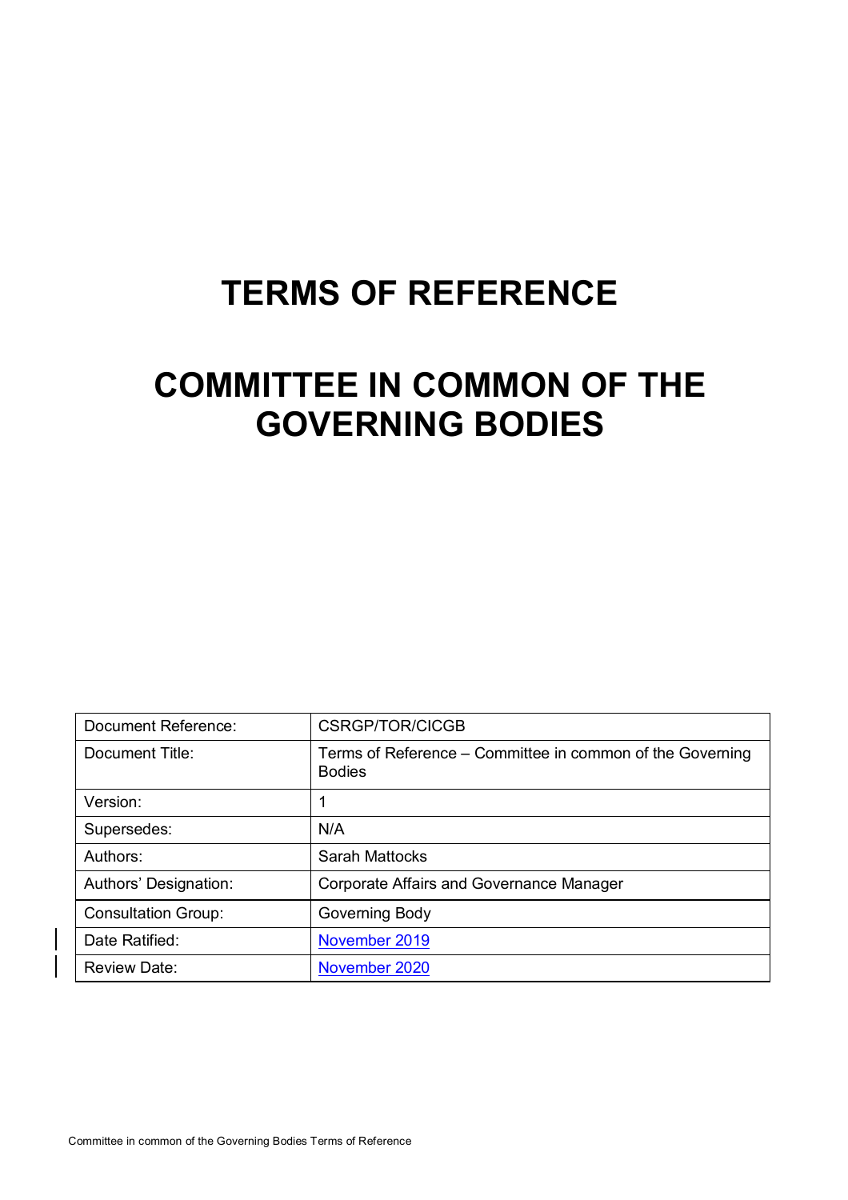# TERMS OF REFERENCE

# COMMITTEE IN COMMON OF THE GOVERNING BODIES

| | |
|---|---|
| Document Reference: | CSRGP/TOR/CICGB |
| Document Title: | Terms of Reference – Committee in common of the Governing Bodies |
| Version: | 1 |
| Supersedes: | N/A |
| Authors: | Sarah Mattocks |
| Authors' Designation: | Corporate Affairs and Governance Manager |
| Consultation Group: | Governing Body |
| Date Ratified: | November 2019 |
| Review Date: | November 2020 |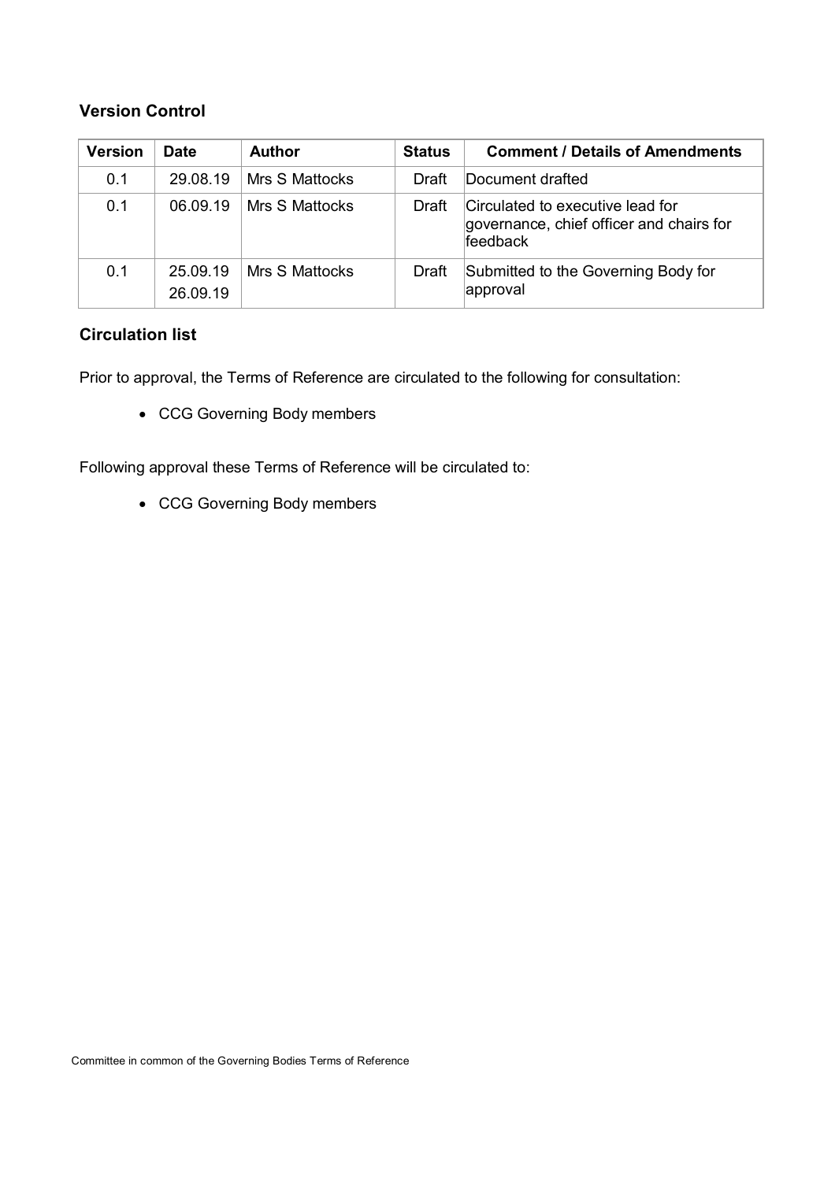## Version Control

| Version | Date | Author | Status | Comment / Details of Amendments |
|---|---|---|---|---|
| 0.1 | 29.08.19 | Mrs S Mattocks | Draft | Document drafted |
| 0.1 | 06.09.19 | Mrs S Mattocks | Draft | Circulated to executive lead for governance, chief officer and chairs for feedback |
| 0.1 | 25.09.19<br>26.09.19 | Mrs S Mattocks | Draft | Submitted to the Governing Body for approval |

## Circulation list

Prior to approval, the Terms of Reference are circulated to the following for consultation:

- CCG Governing Body members

Following approval these Terms of Reference will be circulated to:

- CCG Governing Body members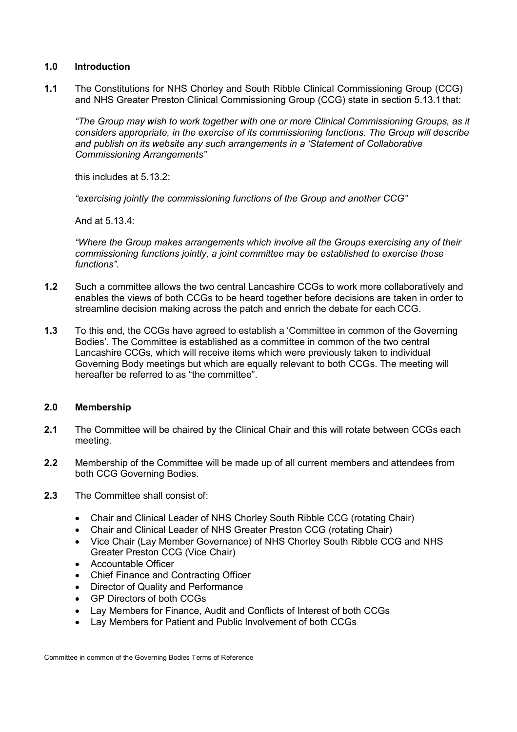## 1.0 Introduction

**1.1** The Constitutions for NHS Chorley and South Ribble Clinical Commissioning Group (CCG) and NHS Greater Preston Clinical Commissioning Group (CCG) state in section 5.13.1 that:

*"The Group may wish to work together with one or more Clinical Commissioning Groups, as it considers appropriate, in the exercise of its commissioning functions. The Group will describe and publish on its website any such arrangements in a 'Statement of Collaborative Commissioning Arrangements"*

this includes at 5.13.2:

*"exercising jointly the commissioning functions of the Group and another CCG"*

And at 5.13.4:

*"Where the Group makes arrangements which involve all the Groups exercising any of their commissioning functions jointly, a joint committee may be established to exercise those functions".*

**1.2** Such a committee allows the two central Lancashire CCGs to work more collaboratively and enables the views of both CCGs to be heard together before decisions are taken in order to streamline decision making across the patch and enrich the debate for each CCG.

**1.3** To this end, the CCGs have agreed to establish a 'Committee in common of the Governing Bodies'. The Committee is established as a committee in common of the two central Lancashire CCGs, which will receive items which were previously taken to individual Governing Body meetings but which are equally relevant to both CCGs. The meeting will hereafter be referred to as "the committee".

## 2.0 Membership

**2.1** The Committee will be chaired by the Clinical Chair and this will rotate between CCGs each meeting.

**2.2** Membership of the Committee will be made up of all current members and attendees from both CCG Governing Bodies.

**2.3** The Committee shall consist of:

- Chair and Clinical Leader of NHS Chorley South Ribble CCG (rotating Chair)
- Chair and Clinical Leader of NHS Greater Preston CCG (rotating Chair)
- Vice Chair (Lay Member Governance) of NHS Chorley South Ribble CCG and NHS Greater Preston CCG (Vice Chair)
- Accountable Officer
- Chief Finance and Contracting Officer
- Director of Quality and Performance
- GP Directors of both CCGs
- Lay Members for Finance, Audit and Conflicts of Interest of both CCGs
- Lay Members for Patient and Public Involvement of both CCGs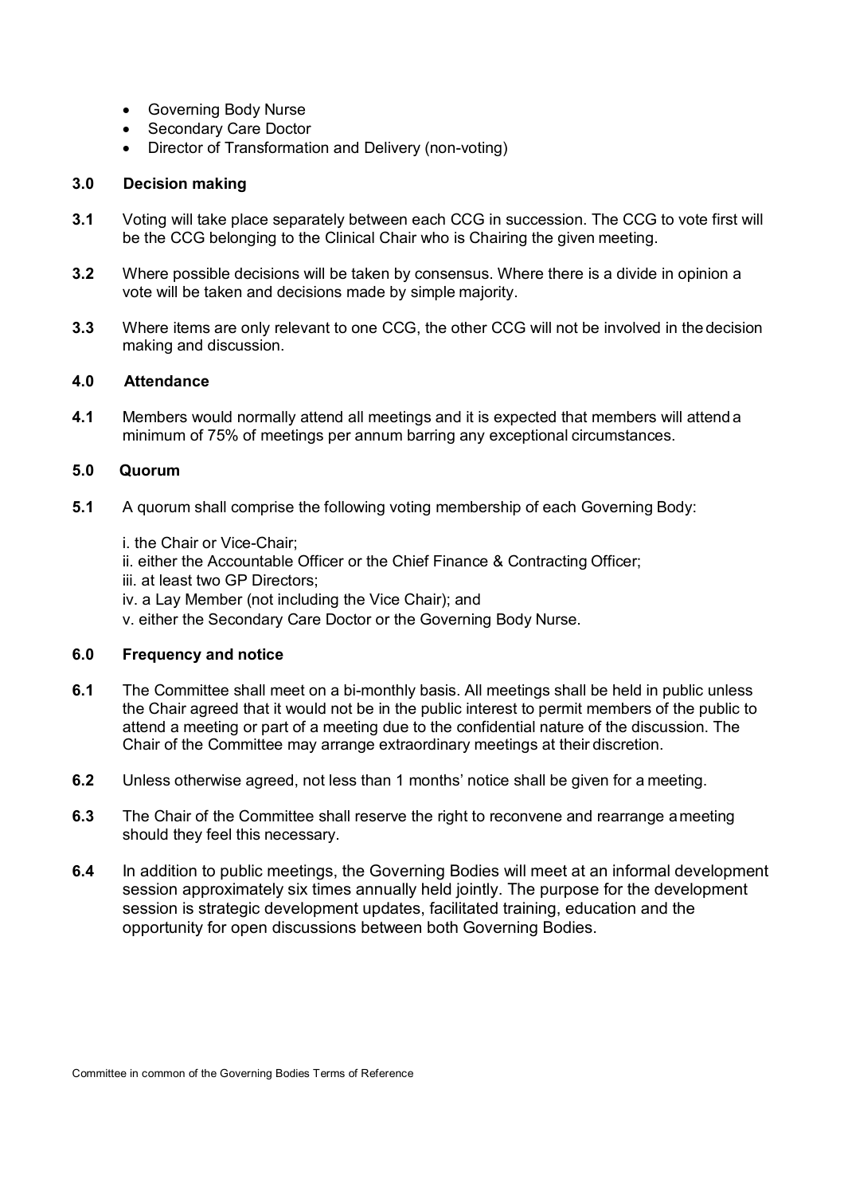- Governing Body Nurse
- Secondary Care Doctor
- Director of Transformation and Delivery (non-voting)

### 3.0 Decision making

**3.1** Voting will take place separately between each CCG in succession. The CCG to vote first will be the CCG belonging to the Clinical Chair who is Chairing the given meeting.

**3.2** Where possible decisions will be taken by consensus. Where there is a divide in opinion a vote will be taken and decisions made by simple majority.

**3.3** Where items are only relevant to one CCG, the other CCG will not be involved in the decision making and discussion.

### 4.0 Attendance

**4.1** Members would normally attend all meetings and it is expected that members will attend a minimum of 75% of meetings per annum barring any exceptional circumstances.

### 5.0 Quorum

**5.1** A quorum shall comprise the following voting membership of each Governing Body:

i. the Chair or Vice-Chair;
ii. either the Accountable Officer or the Chief Finance & Contracting Officer;
iii. at least two GP Directors;
iv. a Lay Member (not including the Vice Chair); and
v. either the Secondary Care Doctor or the Governing Body Nurse.

### 6.0 Frequency and notice

**6.1** The Committee shall meet on a bi-monthly basis. All meetings shall be held in public unless the Chair agreed that it would not be in the public interest to permit members of the public to attend a meeting or part of a meeting due to the confidential nature of the discussion. The Chair of the Committee may arrange extraordinary meetings at their discretion.

**6.2** Unless otherwise agreed, not less than 1 months' notice shall be given for a meeting.

**6.3** The Chair of the Committee shall reserve the right to reconvene and rearrange a meeting should they feel this necessary.

**6.4** In addition to public meetings, the Governing Bodies will meet at an informal development session approximately six times annually held jointly. The purpose for the development session is strategic development updates, facilitated training, education and the opportunity for open discussions between both Governing Bodies.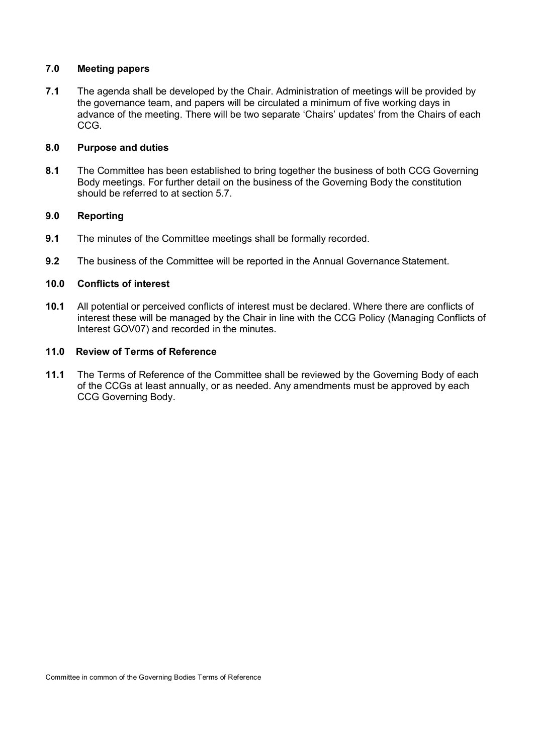## 7.0 Meeting papers

**7.1** The agenda shall be developed by the Chair. Administration of meetings will be provided by the governance team, and papers will be circulated a minimum of five working days in advance of the meeting. There will be two separate 'Chairs' updates' from the Chairs of each CCG.

## 8.0 Purpose and duties

**8.1** The Committee has been established to bring together the business of both CCG Governing Body meetings. For further detail on the business of the Governing Body the constitution should be referred to at section 5.7.

## 9.0 Reporting

**9.1** The minutes of the Committee meetings shall be formally recorded.

**9.2** The business of the Committee will be reported in the Annual Governance Statement.

## 10.0 Conflicts of interest

**10.1** All potential or perceived conflicts of interest must be declared. Where there are conflicts of interest these will be managed by the Chair in line with the CCG Policy (Managing Conflicts of Interest GOV07) and recorded in the minutes.

## 11.0 Review of Terms of Reference

**11.1** The Terms of Reference of the Committee shall be reviewed by the Governing Body of each of the CCGs at least annually, or as needed. Any amendments must be approved by each CCG Governing Body.